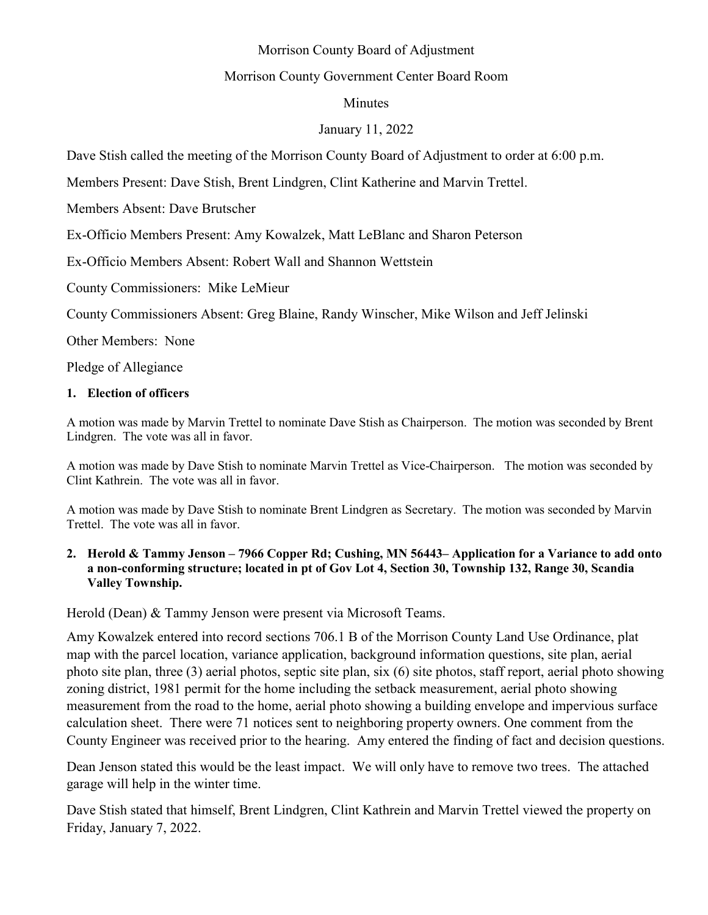Morrison County Board of Adjustment

Morrison County Government Center Board Room

Minutes

January 11, 2022

Dave Stish called the meeting of the Morrison County Board of Adjustment to order at 6:00 p.m.

Members Present: Dave Stish, Brent Lindgren, Clint Katherine and Marvin Trettel.

Members Absent: Dave Brutscher

Ex-Officio Members Present: Amy Kowalzek, Matt LeBlanc and Sharon Peterson

Ex-Officio Members Absent: Robert Wall and Shannon Wettstein

County Commissioners: Mike LeMieur

County Commissioners Absent: Greg Blaine, Randy Winscher, Mike Wilson and Jeff Jelinski

Other Members: None

Pledge of Allegiance

**1. Election of officers**

A motion was made by Marvin Trettel to nominate Dave Stish as Chairperson. The motion was seconded by Brent Lindgren. The vote was all in favor.

A motion was made by Dave Stish to nominate Marvin Trettel as Vice-Chairperson. The motion was seconded by Clint Kathrein. The vote was all in favor.

A motion was made by Dave Stish to nominate Brent Lindgren as Secretary. The motion was seconded by Marvin Trettel. The vote was all in favor.

**2. Herold & Tammy Jenson – 7966 Copper Rd; Cushing, MN 56443– Application for a Variance to add onto a non-conforming structure; located in pt of Gov Lot 4, Section 30, Township 132, Range 30, Scandia Valley Township.**

Herold (Dean) & Tammy Jenson were present via Microsoft Teams.

Amy Kowalzek entered into record sections 706.1 B of the Morrison County Land Use Ordinance, plat map with the parcel location, variance application, background information questions, site plan, aerial photo site plan, three (3) aerial photos, septic site plan, six (6) site photos, staff report, aerial photo showing zoning district, 1981 permit for the home including the setback measurement, aerial photo showing measurement from the road to the home, aerial photo showing a building envelope and impervious surface calculation sheet. There were 71 notices sent to neighboring property owners. One comment from the County Engineer was received prior to the hearing. Amy entered the finding of fact and decision questions.

Dean Jenson stated this would be the least impact. We will only have to remove two trees. The attached garage will help in the winter time.

Dave Stish stated that himself, Brent Lindgren, Clint Kathrein and Marvin Trettel viewed the property on Friday, January 7, 2022.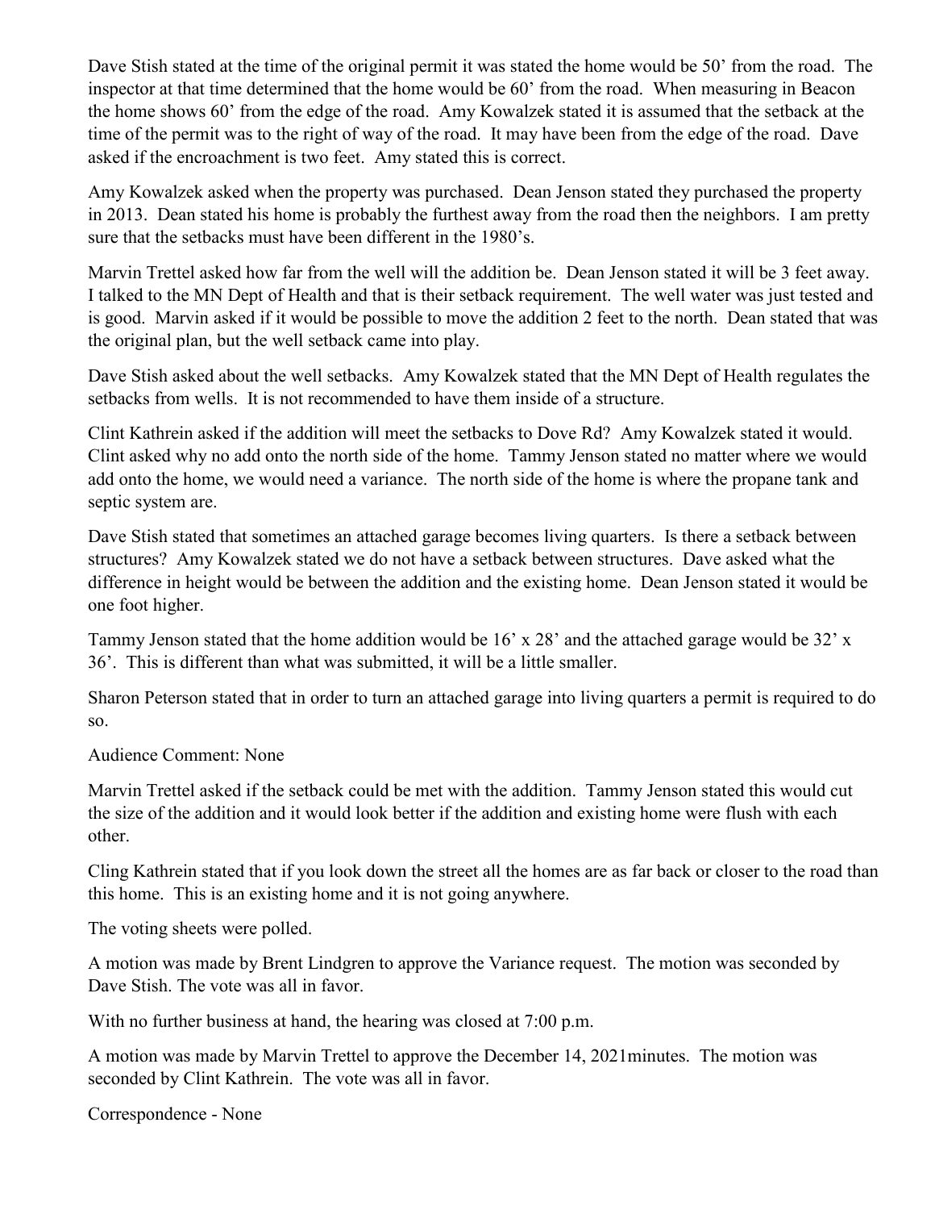Dave Stish stated at the time of the original permit it was stated the home would be 50' from the road. The inspector at that time determined that the home would be 60' from the road. When measuring in Beacon the home shows 60' from the edge of the road. Amy Kowalzek stated it is assumed that the setback at the time of the permit was to the right of way of the road. It may have been from the edge of the road. Dave asked if the encroachment is two feet. Amy stated this is correct.

Amy Kowalzek asked when the property was purchased. Dean Jenson stated they purchased the property in 2013. Dean stated his home is probably the furthest away from the road then the neighbors. I am pretty sure that the setbacks must have been different in the 1980's.

Marvin Trettel asked how far from the well will the addition be. Dean Jenson stated it will be 3 feet away. I talked to the MN Dept of Health and that is their setback requirement. The well water was just tested and is good. Marvin asked if it would be possible to move the addition 2 feet to the north. Dean stated that was the original plan, but the well setback came into play.

Dave Stish asked about the well setbacks. Amy Kowalzek stated that the MN Dept of Health regulates the setbacks from wells. It is not recommended to have them inside of a structure.

Clint Kathrein asked if the addition will meet the setbacks to Dove Rd? Amy Kowalzek stated it would. Clint asked why no add onto the north side of the home. Tammy Jenson stated no matter where we would add onto the home, we would need a variance. The north side of the home is where the propane tank and septic system are.

Dave Stish stated that sometimes an attached garage becomes living quarters. Is there a setback between structures? Amy Kowalzek stated we do not have a setback between structures. Dave asked what the difference in height would be between the addition and the existing home. Dean Jenson stated it would be one foot higher.

Tammy Jenson stated that the home addition would be 16' x 28' and the attached garage would be 32' x 36'. This is different than what was submitted, it will be a little smaller.

Sharon Peterson stated that in order to turn an attached garage into living quarters a permit is required to do so.

Audience Comment: None

Marvin Trettel asked if the setback could be met with the addition. Tammy Jenson stated this would cut the size of the addition and it would look better if the addition and existing home were flush with each other.

Cling Kathrein stated that if you look down the street all the homes are as far back or closer to the road than this home. This is an existing home and it is not going anywhere.

The voting sheets were polled.

A motion was made by Brent Lindgren to approve the Variance request. The motion was seconded by Dave Stish. The vote was all in favor.

With no further business at hand, the hearing was closed at 7:00 p.m.

A motion was made by Marvin Trettel to approve the December 14, 2021minutes. The motion was seconded by Clint Kathrein. The vote was all in favor.

Correspondence - None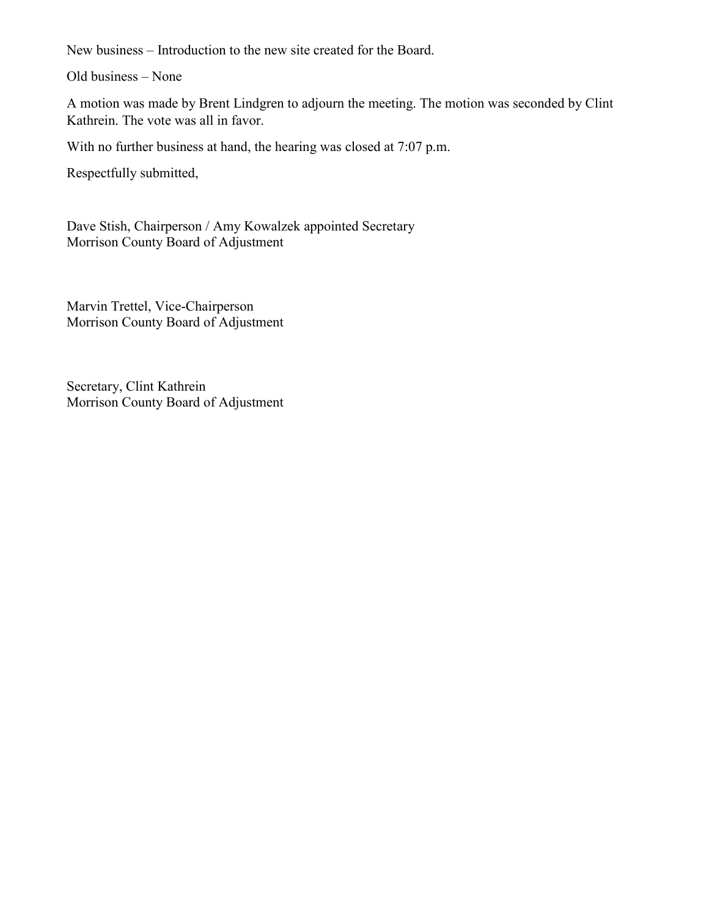New business – Introduction to the new site created for the Board.

Old business – None

A motion was made by Brent Lindgren to adjourn the meeting. The motion was seconded by Clint Kathrein. The vote was all in favor.

With no further business at hand, the hearing was closed at 7:07 p.m.

Respectfully submitted,

Dave Stish, Chairperson / Amy Kowalzek appointed Secretary
Morrison County Board of Adjustment

Marvin Trettel, Vice-Chairperson
Morrison County Board of Adjustment

Secretary, Clint Kathrein
Morrison County Board of Adjustment